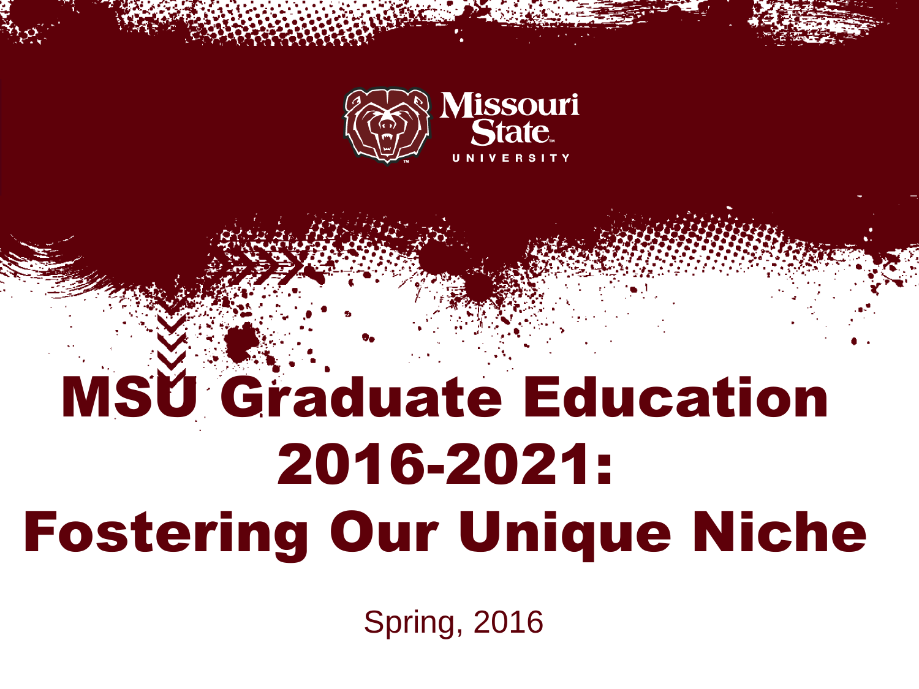Missouri State UNIVERSITY

# MSU Graduate Education 2016-2021: Fostering Our Unique Niche

Spring, 2016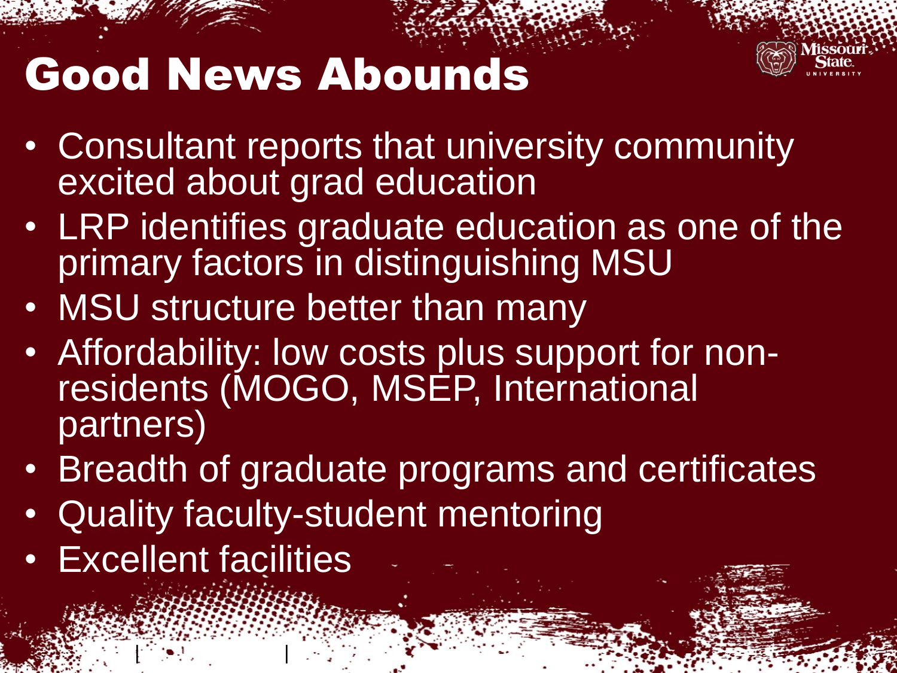# Good News Abounds

- Consultant reports that university community excited about grad education
- LRP identifies graduate education as one of the primary factors in distinguishing MSU
- MSU structure better than many
- Affordability: low costs plus support for non-residents (MOGO, MSEP, International partners)
- Breadth of graduate programs and certificates
- Quality faculty-student mentoring
- Excellent facilities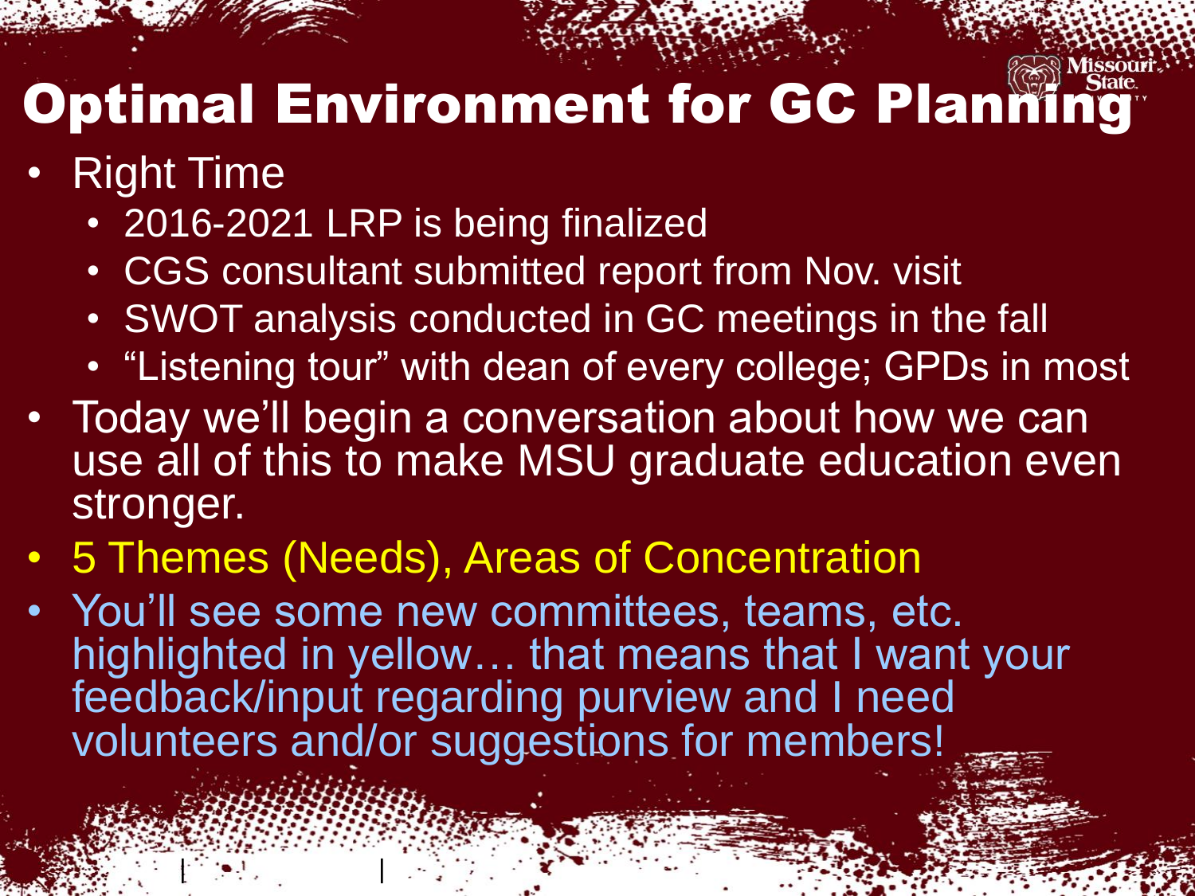# Optimal Environment for GC Planning

- Right Time
  - 2016-2021 LRP is being finalized
  - CGS consultant submitted report from Nov. visit
  - SWOT analysis conducted in GC meetings in the fall
  - “Listening tour” with dean of every college; GPDs in most
- Today we’ll begin a conversation about how we can use all of this to make MSU graduate education even stronger.
- 5 Themes (Needs), Areas of Concentration
- You’ll see some new committees, teams, etc. highlighted in yellow… that means that I want your feedback/input regarding purview and I need volunteers and/or suggestions for members!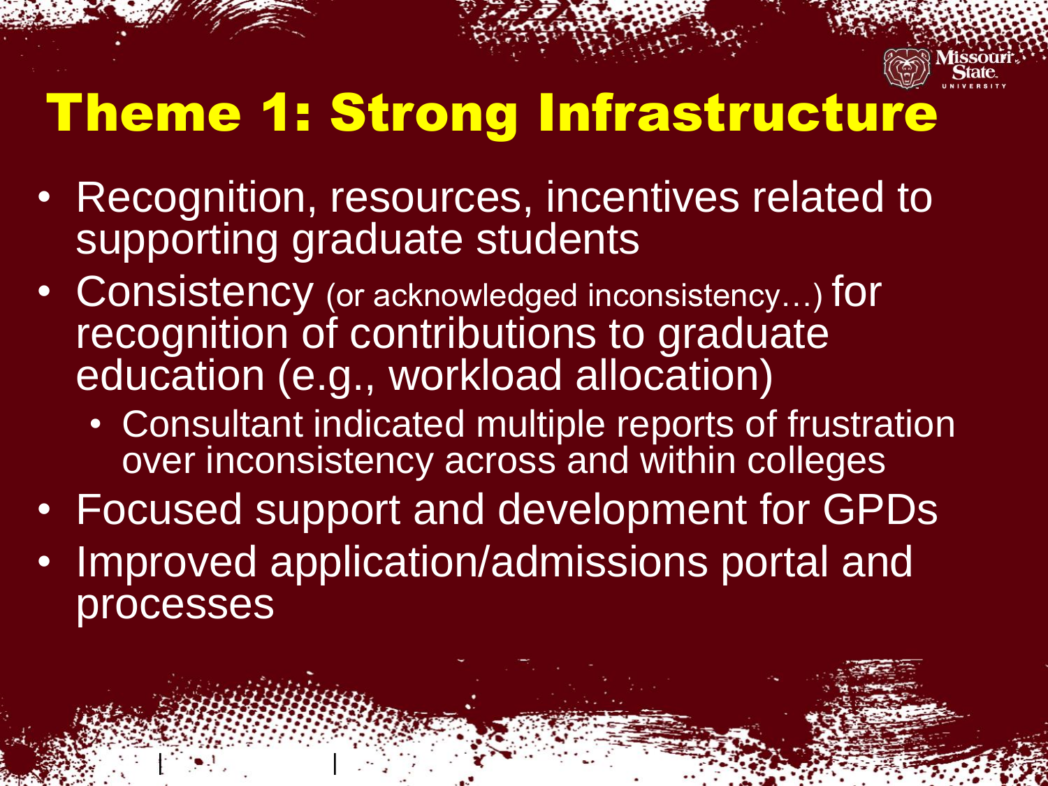# Theme 1: Strong Infrastructure

- Recognition, resources, incentives related to supporting graduate students
- Consistency (or acknowledged inconsistency…) for recognition of contributions to graduate education (e.g., workload allocation)
  - Consultant indicated multiple reports of frustration over inconsistency across and within colleges
- Focused support and development for GPDs
- Improved application/admissions portal and processes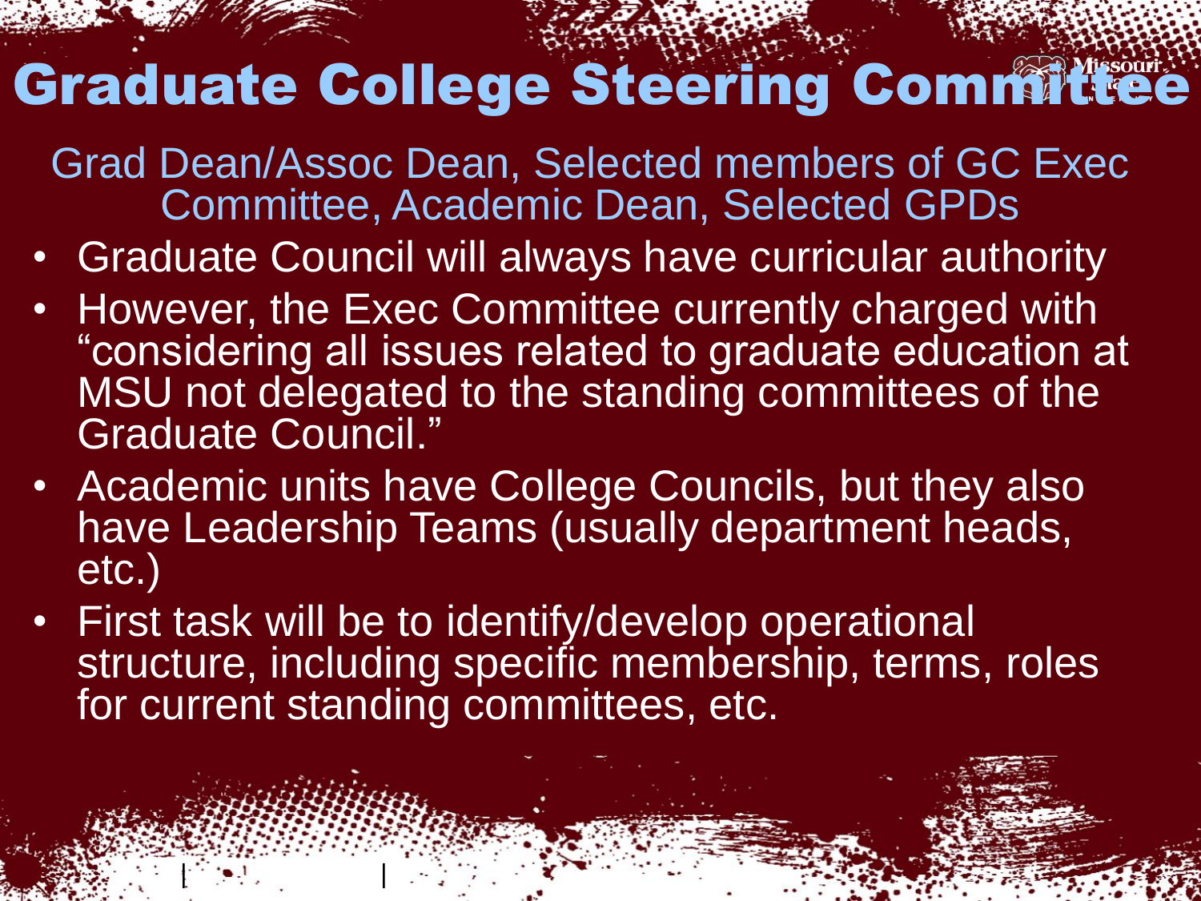# Graduate College Steering Committee

Grad Dean/Assoc Dean, Selected members of GC Exec Committee, Academic Dean, Selected GPDs

- Graduate Council will always have curricular authority
- However, the Exec Committee currently charged with "considering all issues related to graduate education at MSU not delegated to the standing committees of the Graduate Council."
- Academic units have College Councils, but they also have Leadership Teams (usually department heads, etc.)
- First task will be to identify/develop operational structure, including specific membership, terms, roles for current standing committees, etc.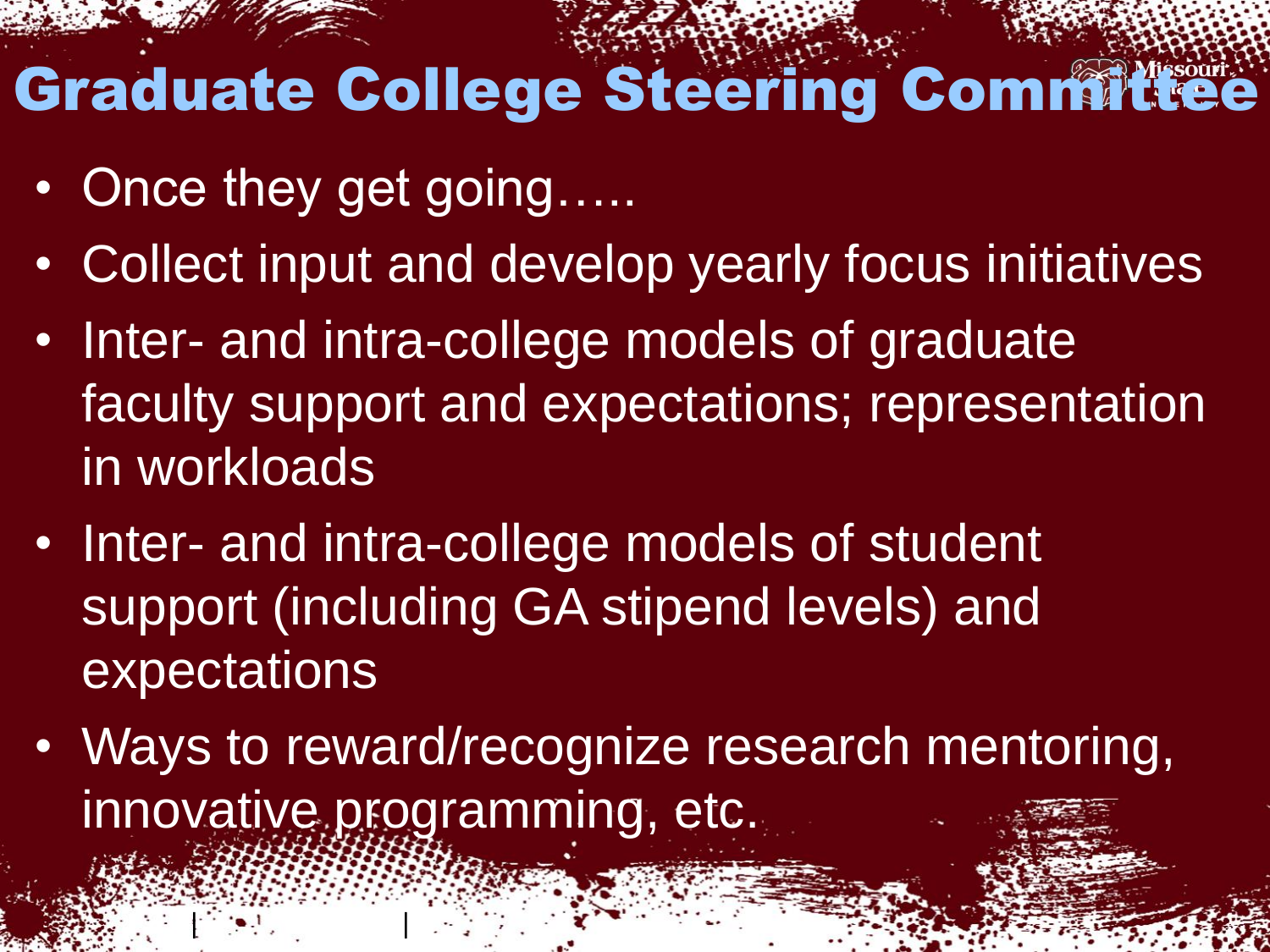# Graduate College Steering Committee

- Once they get going…..
- Collect input and develop yearly focus initiatives
- Inter- and intra-college models of graduate faculty support and expectations; representation in workloads
- Inter- and intra-college models of student support (including GA stipend levels) and expectations
- Ways to reward/recognize research mentoring, innovative programming, etc.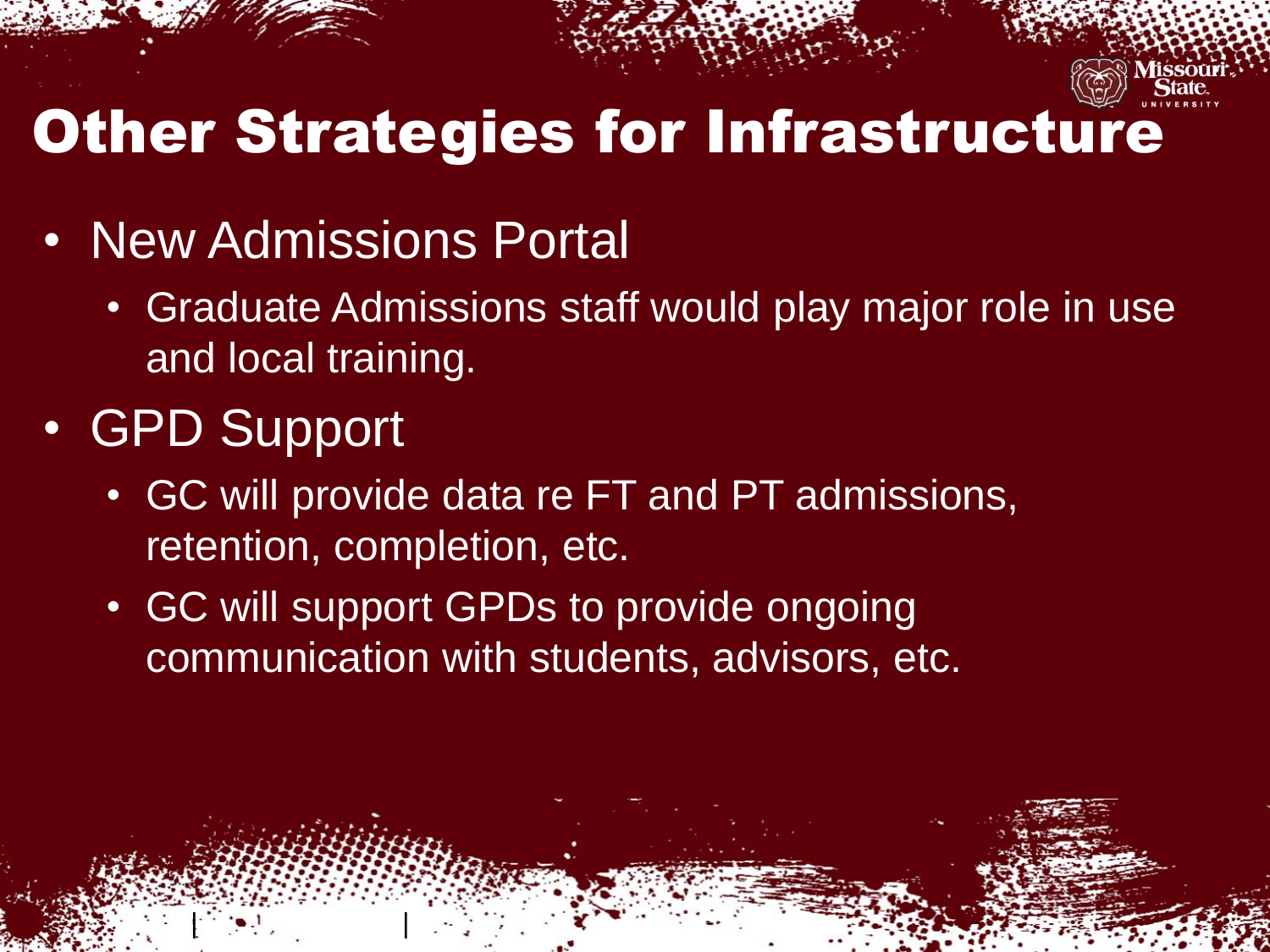# Other Strategies for Infrastructure

- New Admissions Portal
  - Graduate Admissions staff would play major role in use and local training.
- GPD Support
  - GC will provide data re FT and PT admissions, retention, completion, etc.
  - GC will support GPDs to provide ongoing communication with students, advisors, etc.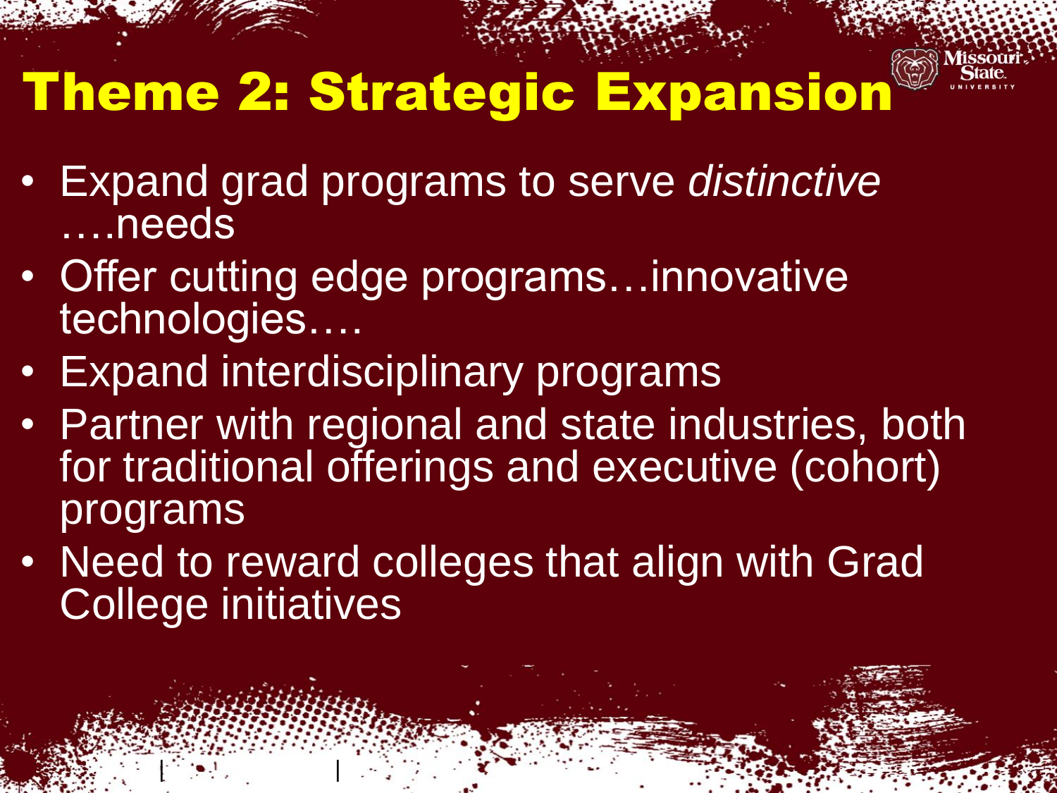# Theme 2: Strategic Expansion

- Expand grad programs to serve *distinctive* ….needs
- Offer cutting edge programs…innovative technologies….
- Expand interdisciplinary programs
- Partner with regional and state industries, both for traditional offerings and executive (cohort) programs
- Need to reward colleges that align with Grad College initiatives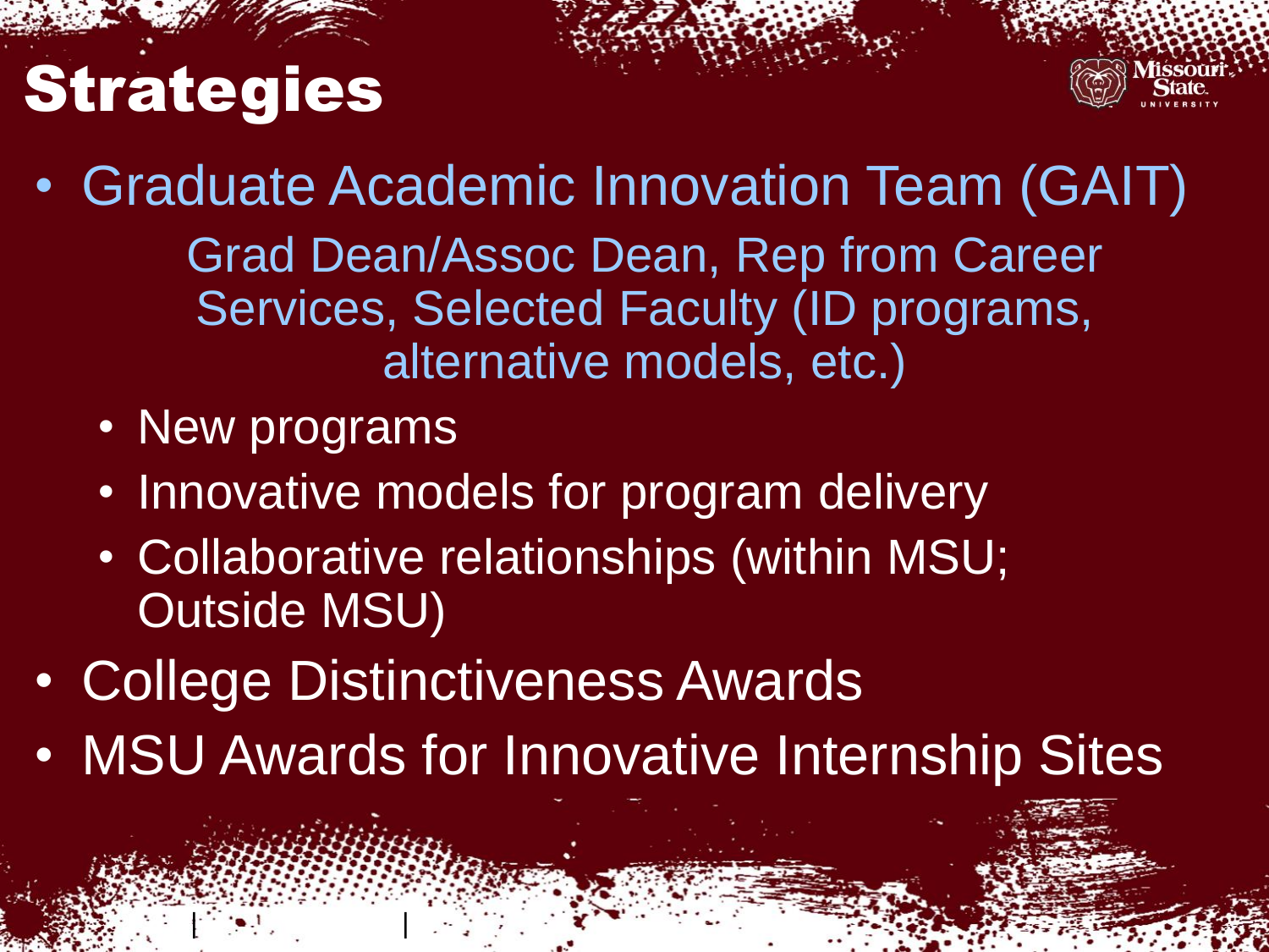# Strategies

- Graduate Academic Innovation Team (GAIT)

  Grad Dean/Assoc Dean, Rep from Career Services, Selected Faculty (ID programs, alternative models, etc.)

  - New programs
  - Innovative models for program delivery
  - Collaborative relationships (within MSU; Outside MSU)
- College Distinctiveness Awards
- MSU Awards for Innovative Internship Sites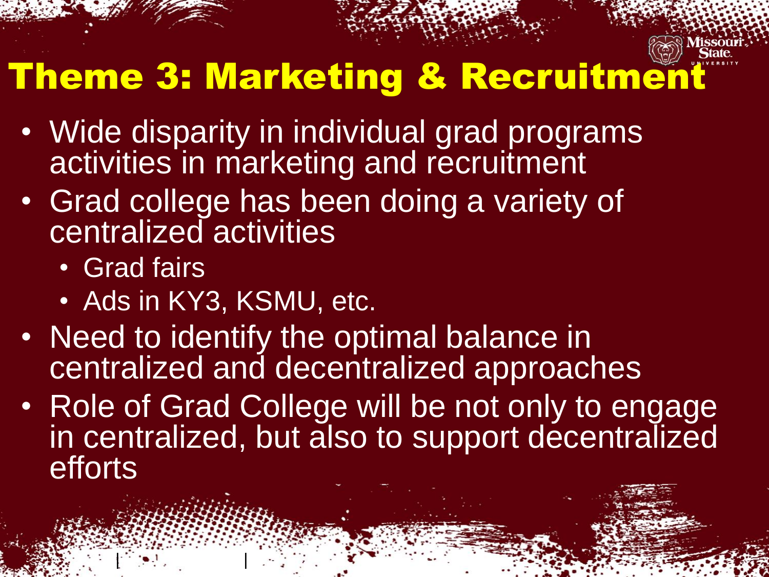# Theme 3: Marketing & Recruitment

- Wide disparity in individual grad programs activities in marketing and recruitment
- Grad college has been doing a variety of centralized activities
  - Grad fairs
  - Ads in KY3, KSMU, etc.
- Need to identify the optimal balance in centralized and decentralized approaches
- Role of Grad College will be not only to engage in centralized, but also to support decentralized efforts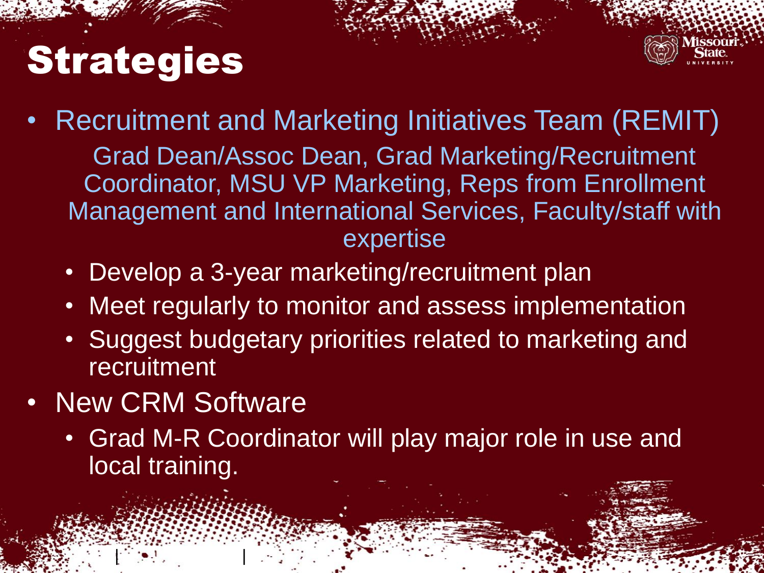# Strategies

- Recruitment and Marketing Initiatives Team (REMIT)

  Grad Dean/Assoc Dean, Grad Marketing/Recruitment Coordinator, MSU VP Marketing, Reps from Enrollment Management and International Services, Faculty/staff with expertise

  - Develop a 3-year marketing/recruitment plan
  - Meet regularly to monitor and assess implementation
  - Suggest budgetary priorities related to marketing and recruitment
- New CRM Software
  - Grad M-R Coordinator will play major role in use and local training.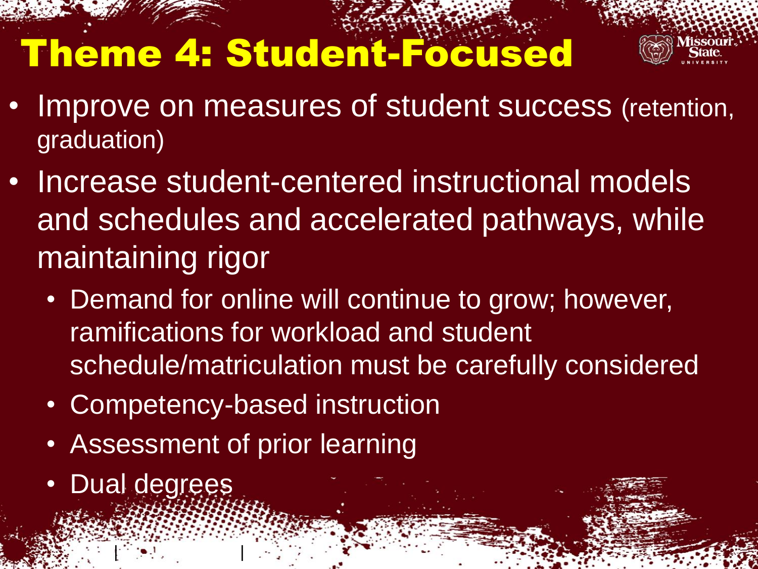# Theme 4: Student-Focused

- Improve on measures of student success (retention, graduation)
- Increase student-centered instructional models and schedules and accelerated pathways, while maintaining rigor
  - Demand for online will continue to grow; however, ramifications for workload and student schedule/matriculation must be carefully considered
  - Competency-based instruction
  - Assessment of prior learning
  - Dual degrees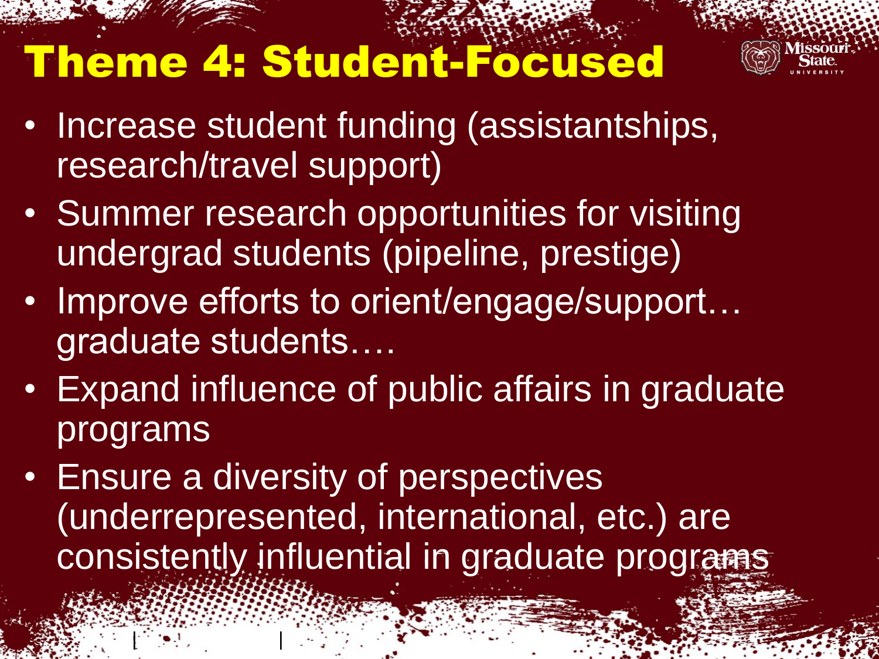# Theme 4: Student-Focused

- Increase student funding (assistantships, research/travel support)
- Summer research opportunities for visiting undergrad students (pipeline, prestige)
- Improve efforts to orient/engage/support… graduate students….
- Expand influence of public affairs in graduate programs
- Ensure a diversity of perspectives (underrepresented, international, etc.) are consistently influential in graduate programs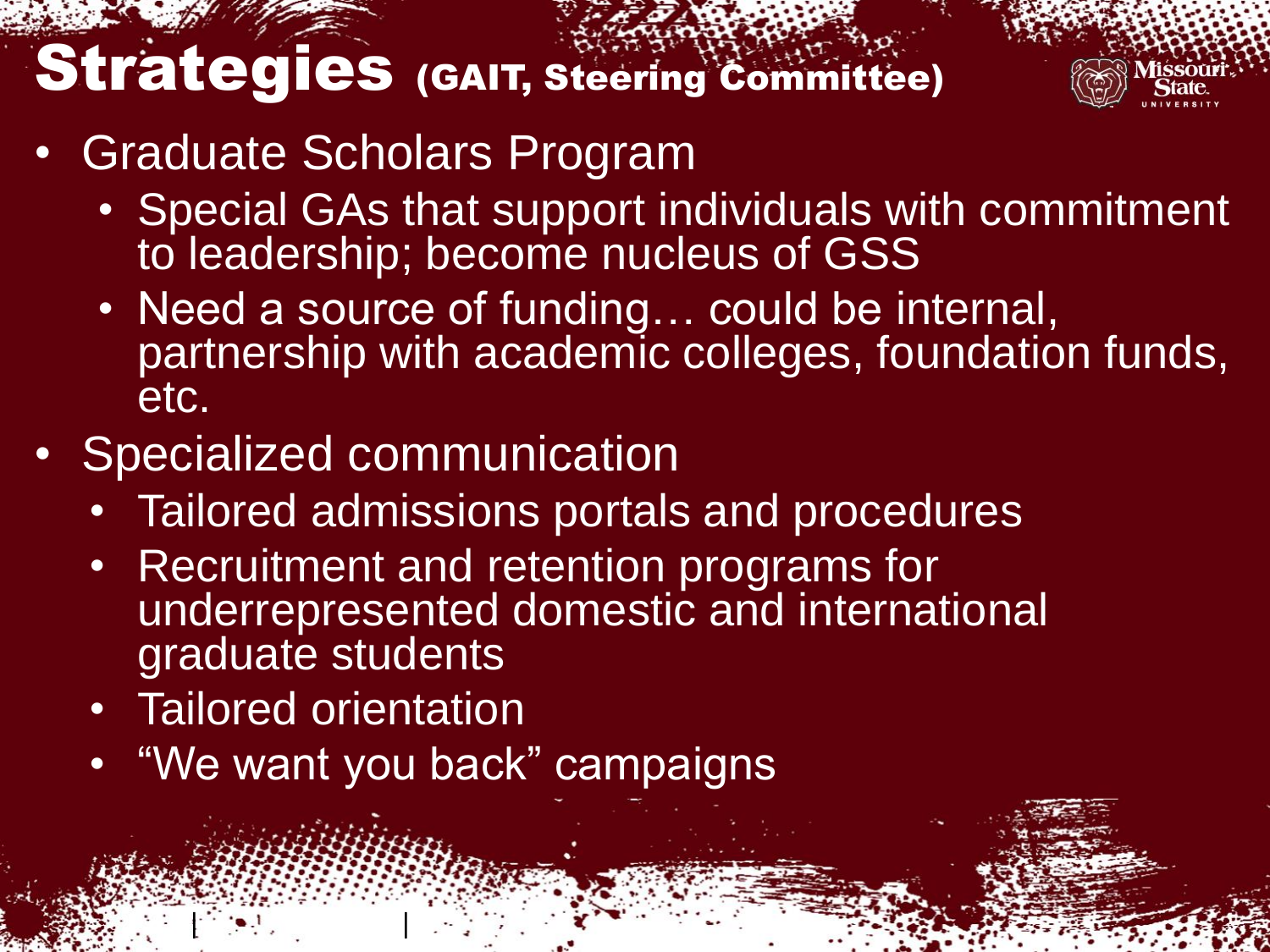# Strategies (GAIT, Steering Committee)

- Graduate Scholars Program
  - Special GAs that support individuals with commitment to leadership; become nucleus of GSS
  - Need a source of funding… could be internal, partnership with academic colleges, foundation funds, etc.
- Specialized communication
  - Tailored admissions portals and procedures
  - Recruitment and retention programs for underrepresented domestic and international graduate students
  - Tailored orientation
  - “We want you back” campaigns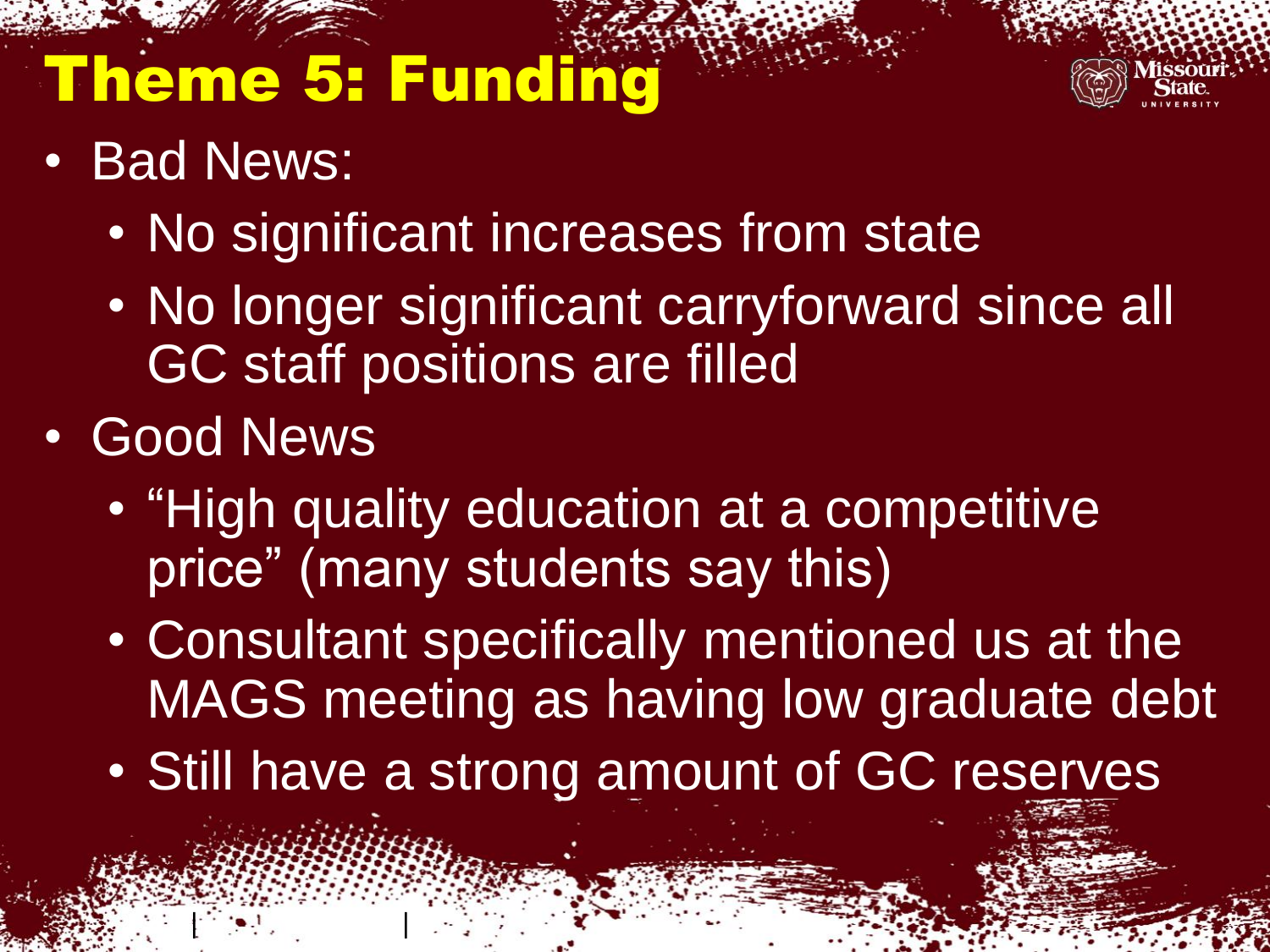# Theme 5: Funding

- Bad News:
  - No significant increases from state
  - No longer significant carryforward since all GC staff positions are filled
- Good News
  - "High quality education at a competitive price" (many students say this)
  - Consultant specifically mentioned us at the MAGS meeting as having low graduate debt
  - Still have a strong amount of GC reserves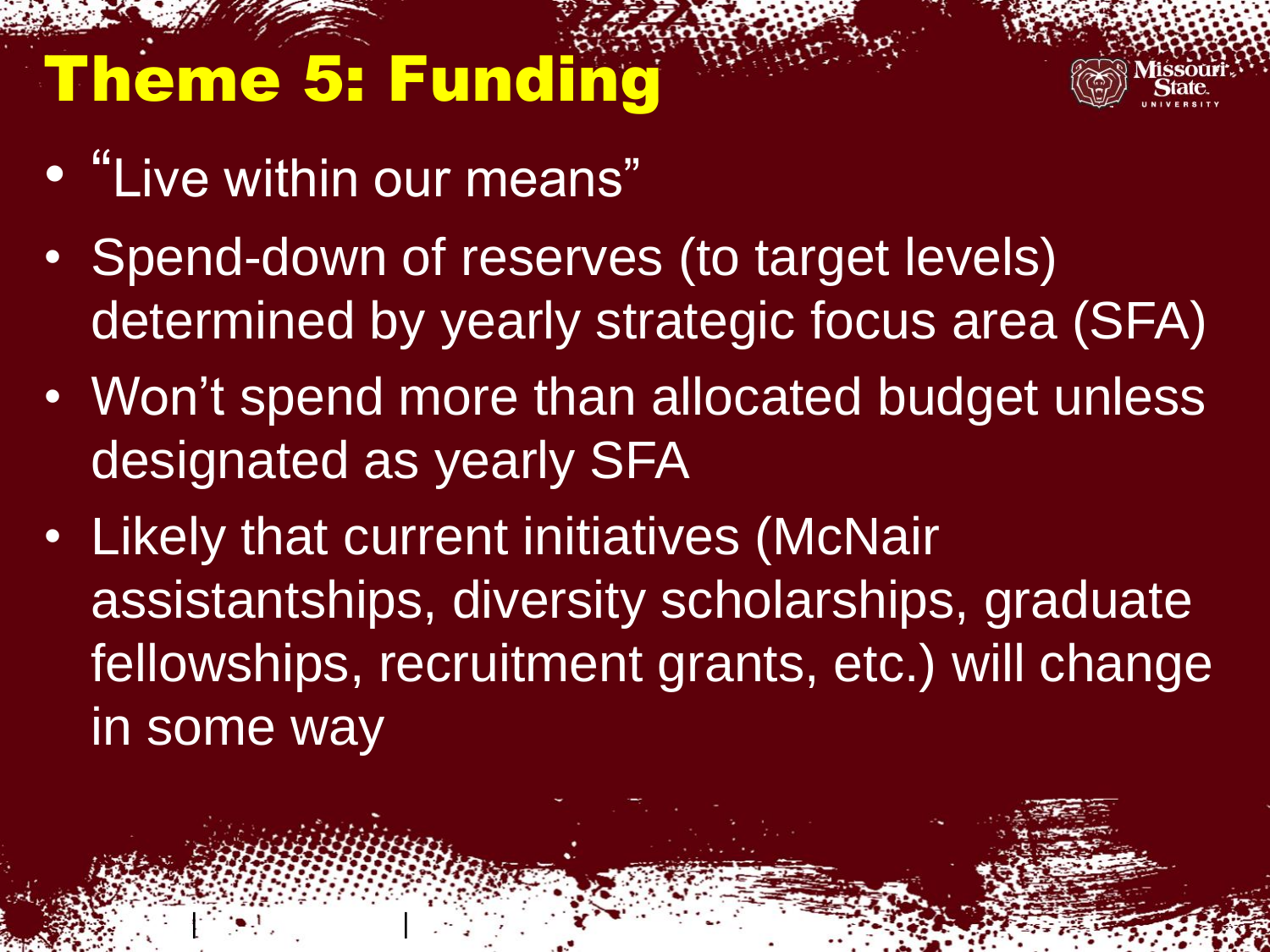# Theme 5: Funding

- "Live within our means"
- Spend-down of reserves (to target levels) determined by yearly strategic focus area (SFA)
- Won't spend more than allocated budget unless designated as yearly SFA
- Likely that current initiatives (McNair assistantships, diversity scholarships, graduate fellowships, recruitment grants, etc.) will change in some way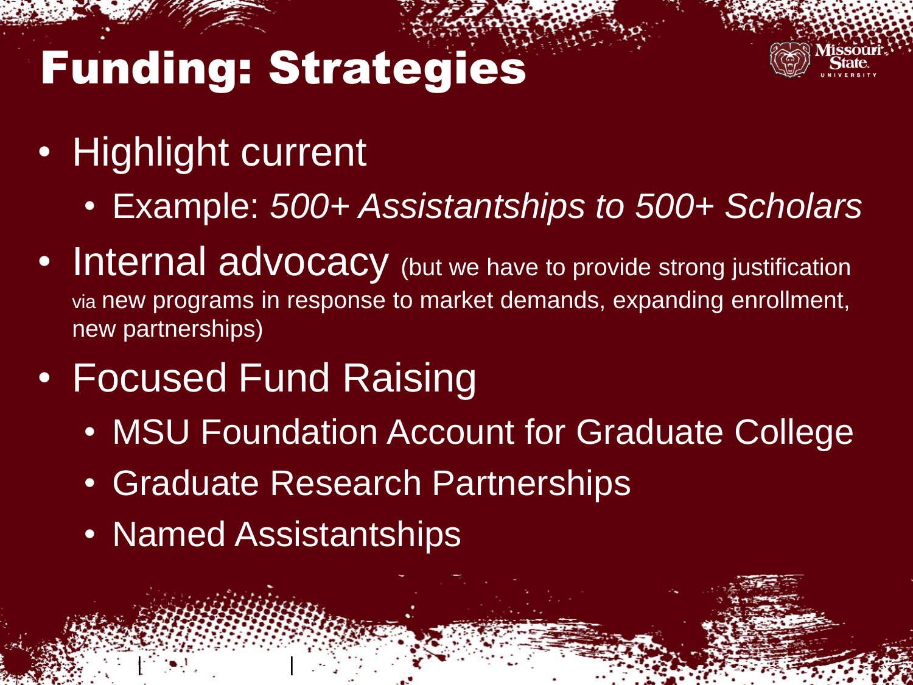# Funding: Strategies

- Highlight current
  - Example: *500+ Assistantships to 500+ Scholars*
- Internal advocacy (but we have to provide strong justification via new programs in response to market demands, expanding enrollment, new partnerships)
- Focused Fund Raising
  - MSU Foundation Account for Graduate College
  - Graduate Research Partnerships
  - Named Assistantships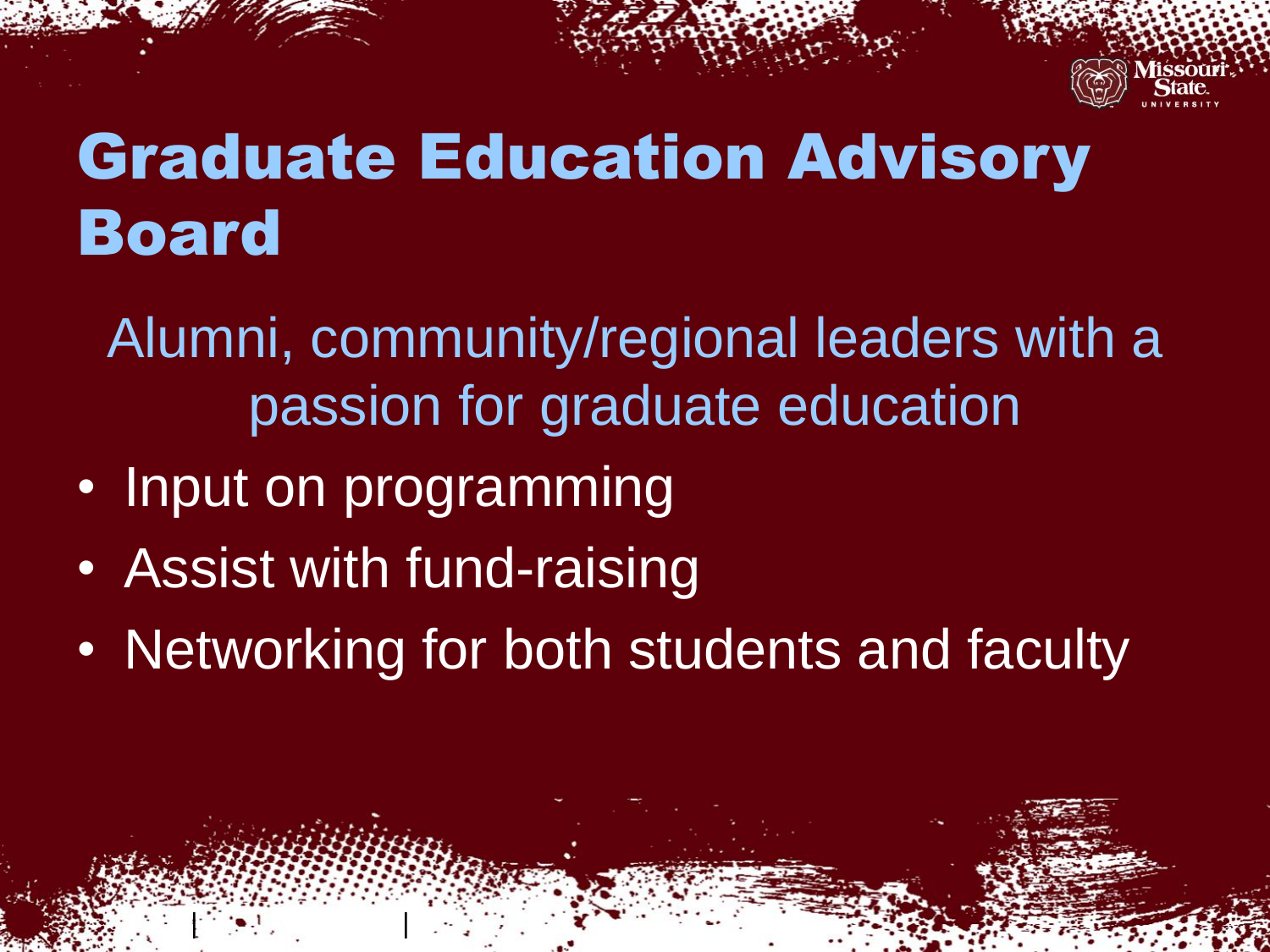# Graduate Education Advisory Board

Alumni, community/regional leaders with a passion for graduate education

- Input on programming
- Assist with fund-raising
- Networking for both students and faculty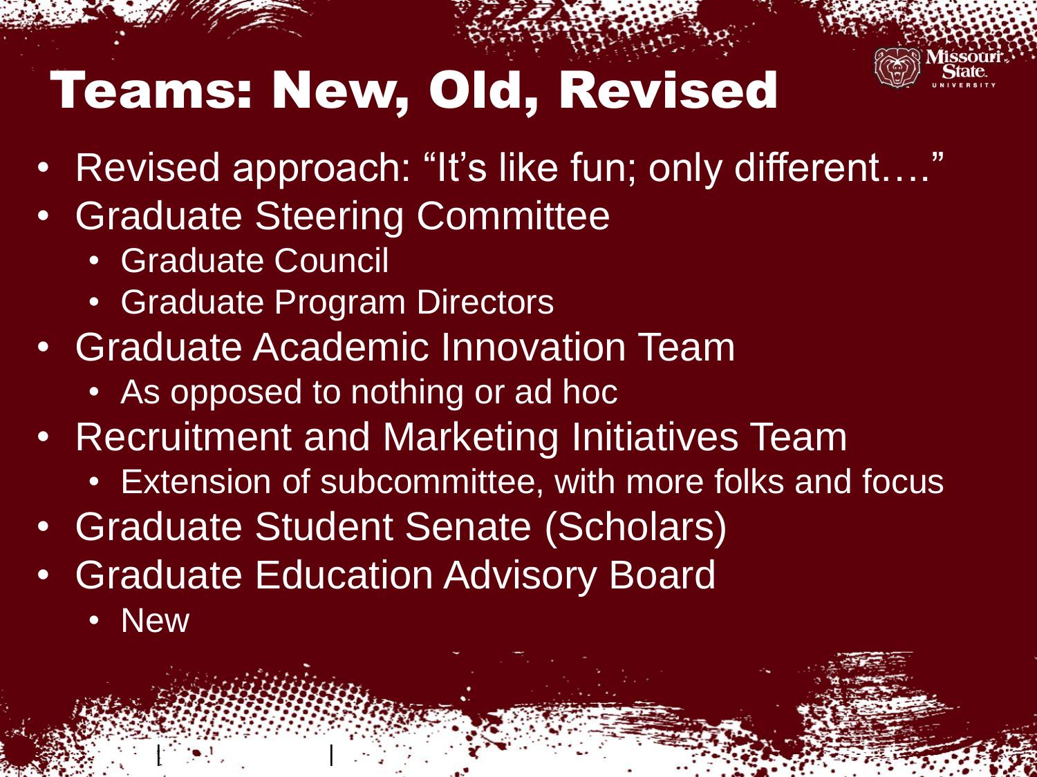# Teams: New, Old, Revised

- Revised approach: "It's like fun; only different…."
- Graduate Steering Committee
  - Graduate Council
  - Graduate Program Directors
- Graduate Academic Innovation Team
  - As opposed to nothing or ad hoc
- Recruitment and Marketing Initiatives Team
  - Extension of subcommittee, with more folks and focus
- Graduate Student Senate (Scholars)
- Graduate Education Advisory Board
  - New